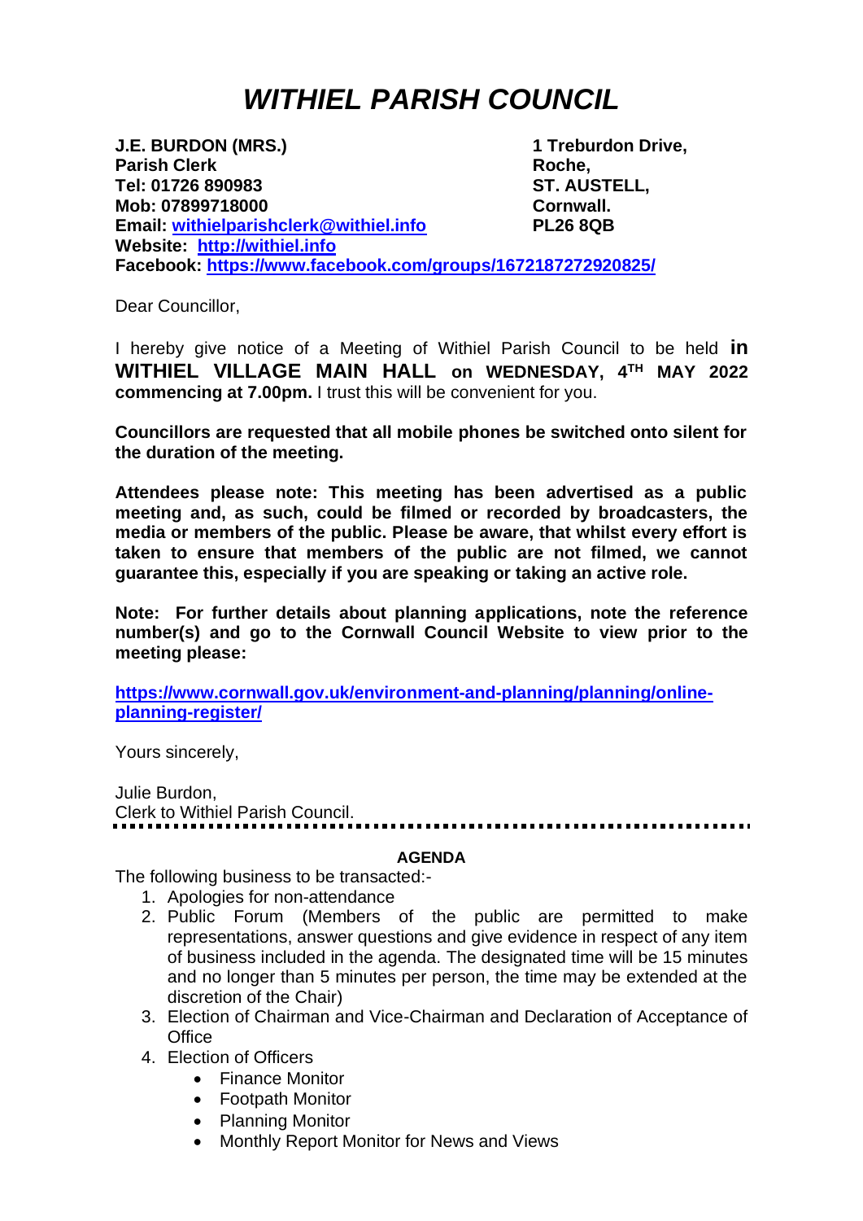# *WITHIEL PARISH COUNCIL*

**J.E. BURDON (MRS.)**
**Parish Clerk**
**Tel: 01726 890983**
**Mob: 07899718000**
**Email: [withielparishclerk@withiel.info](mailto:withielparishclerk@withiel.info)**
**Website: [http://withiel.info](http://withiel.info)**
**Facebook: [https://www.facebook.com/groups/1672187272920825/](https://www.facebook.com/groups/1672187272920825/)**

**1 Treburdon Drive,**
**Roche,**
**ST. AUSTELL,**
**Cornwall.**
**PL26 8QB**

Dear Councillor,

I hereby give notice of a Meeting of Withiel Parish Council to be held **in WITHIEL VILLAGE MAIN HALL on WEDNESDAY, 4TH MAY 2022 commencing at 7.00pm.** I trust this will be convenient for you.

**Councillors are requested that all mobile phones be switched onto silent for the duration of the meeting.**

**Attendees please note: This meeting has been advertised as a public meeting and, as such, could be filmed or recorded by broadcasters, the media or members of the public. Please be aware, that whilst every effort is taken to ensure that members of the public are not filmed, we cannot guarantee this, especially if you are speaking or taking an active role.**

**Note: For further details about planning applications, note the reference number(s) and go to the Cornwall Council Website to view prior to the meeting please:**

**[https://www.cornwall.gov.uk/environment-and-planning/planning/online-planning-register/](https://www.cornwall.gov.uk/environment-and-planning/planning/online-planning-register/)**

Yours sincerely,

Julie Burdon,
Clerk to Withiel Parish Council.

---

**AGENDA**

The following business to be transacted:-

1. Apologies for non-attendance
2. Public Forum (Members of the public are permitted to make representations, answer questions and give evidence in respect of any item of business included in the agenda. The designated time will be 15 minutes and no longer than 5 minutes per person, the time may be extended at the discretion of the Chair)
3. Election of Chairman and Vice-Chairman and Declaration of Acceptance of Office
4. Election of Officers
   - Finance Monitor
   - Footpath Monitor
   - Planning Monitor
   - Monthly Report Monitor for News and Views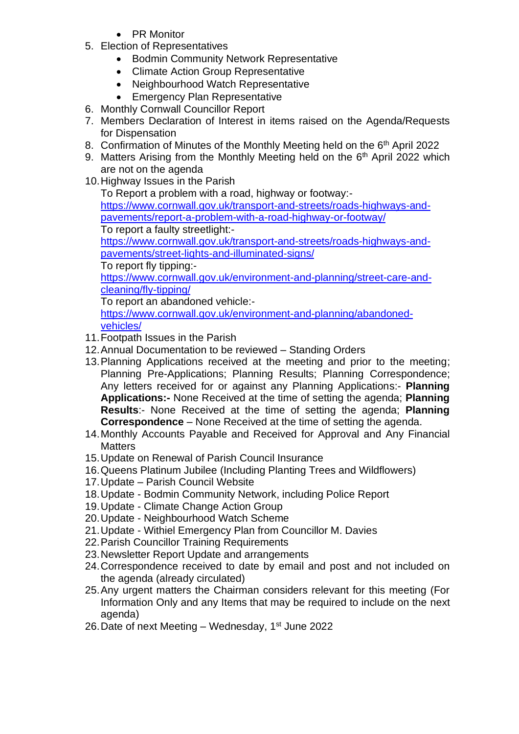- PR Monitor

5. Election of Representatives
    - Bodmin Community Network Representative
    - Climate Action Group Representative
    - Neighbourhood Watch Representative
    - Emergency Plan Representative
6. Monthly Cornwall Councillor Report
7. Members Declaration of Interest in items raised on the Agenda/Requests for Dispensation
8. Confirmation of Minutes of the Monthly Meeting held on the 6th April 2022
9. Matters Arising from the Monthly Meeting held on the 6th April 2022 which are not on the agenda
10. Highway Issues in the Parish
    To Report a problem with a road, highway or footway:-
    [https://www.cornwall.gov.uk/transport-and-streets/roads-highways-and-pavements/report-a-problem-with-a-road-highway-or-footway/](https://www.cornwall.gov.uk/transport-and-streets/roads-highways-and-pavements/report-a-problem-with-a-road-highway-or-footway/)
    To report a faulty streetlight:-
    [https://www.cornwall.gov.uk/transport-and-streets/roads-highways-and-pavements/street-lights-and-illuminated-signs/](https://www.cornwall.gov.uk/transport-and-streets/roads-highways-and-pavements/street-lights-and-illuminated-signs/)
    To report fly tipping:-
    [https://www.cornwall.gov.uk/environment-and-planning/street-care-and-cleaning/fly-tipping/](https://www.cornwall.gov.uk/environment-and-planning/street-care-and-cleaning/fly-tipping/)
    To report an abandoned vehicle:-
    [https://www.cornwall.gov.uk/environment-and-planning/abandoned-vehicles/](https://www.cornwall.gov.uk/environment-and-planning/abandoned-vehicles/)
11. Footpath Issues in the Parish
12. Annual Documentation to be reviewed – Standing Orders
13. Planning Applications received at the meeting and prior to the meeting; Planning Pre-Applications; Planning Results; Planning Correspondence; Any letters received for or against any Planning Applications:- **Planning Applications:-** None Received at the time of setting the agenda; **Planning Results**:- None Received at the time of setting the agenda; **Planning Correspondence** – None Received at the time of setting the agenda.
14. Monthly Accounts Payable and Received for Approval and Any Financial Matters
15. Update on Renewal of Parish Council Insurance
16. Queens Platinum Jubilee (Including Planting Trees and Wildflowers)
17. Update – Parish Council Website
18. Update - Bodmin Community Network, including Police Report
19. Update - Climate Change Action Group
20. Update - Neighbourhood Watch Scheme
21. Update - Withiel Emergency Plan from Councillor M. Davies
22. Parish Councillor Training Requirements
23. Newsletter Report Update and arrangements
24. Correspondence received to date by email and post and not included on the agenda (already circulated)
25. Any urgent matters the Chairman considers relevant for this meeting (For Information Only and any Items that may be required to include on the next agenda)
26. Date of next Meeting – Wednesday, 1st June 2022